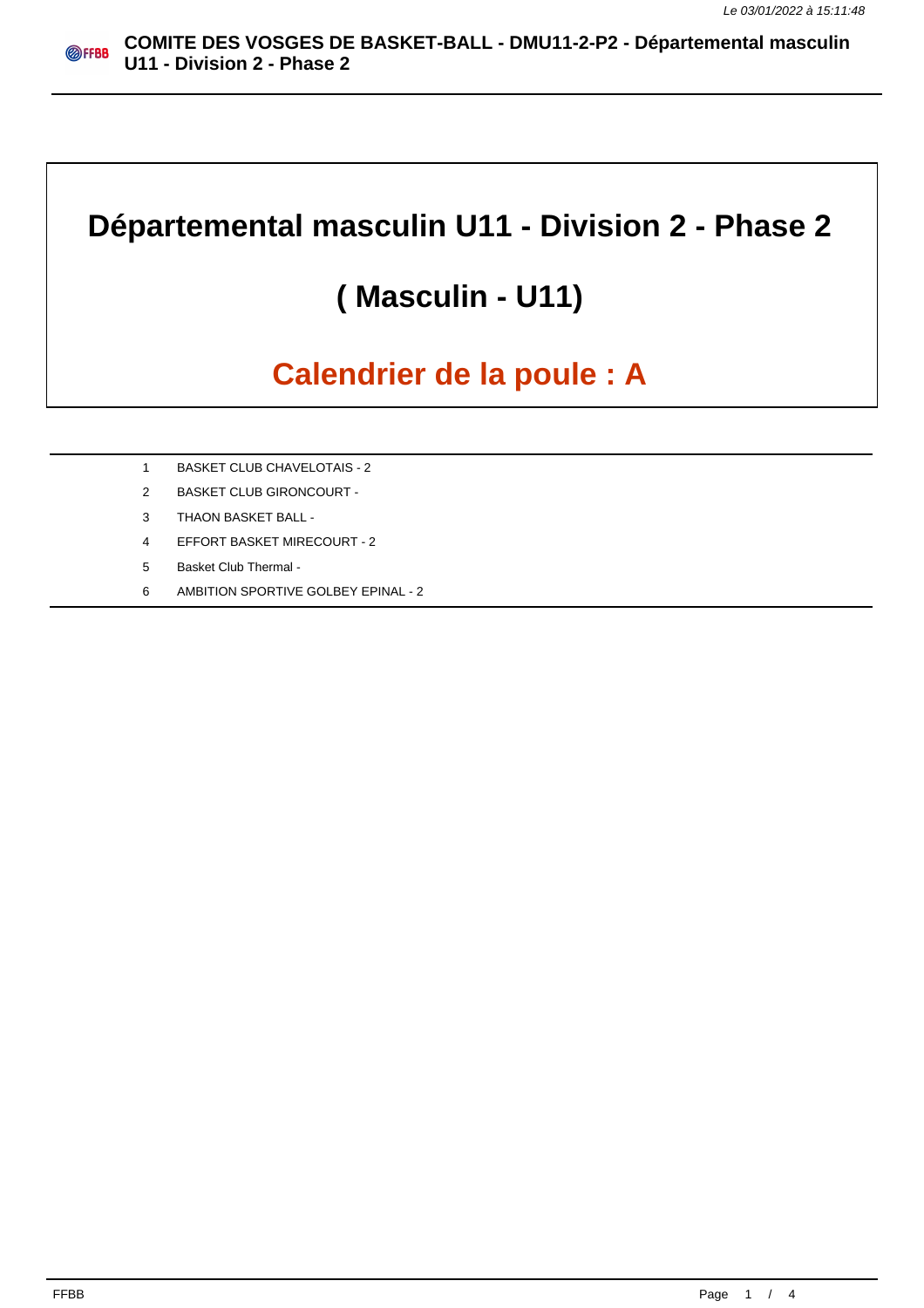# Départemental masculin U11 - Division 2 - Phase 2

## ( Masculin - U11)

## Calendrier de la poule : A

| | |
|---|---|
| 1 | BASKET CLUB CHAVELOTAIS - 2 |
| 2 | BASKET CLUB GIRONCOURT - |
| 3 | THAON BASKET BALL - |
| 4 | EFFORT BASKET MIRECOURT - 2 |
| 5 | Basket Club Thermal - |
| 6 | AMBITION SPORTIVE GOLBEY EPINAL - 2 |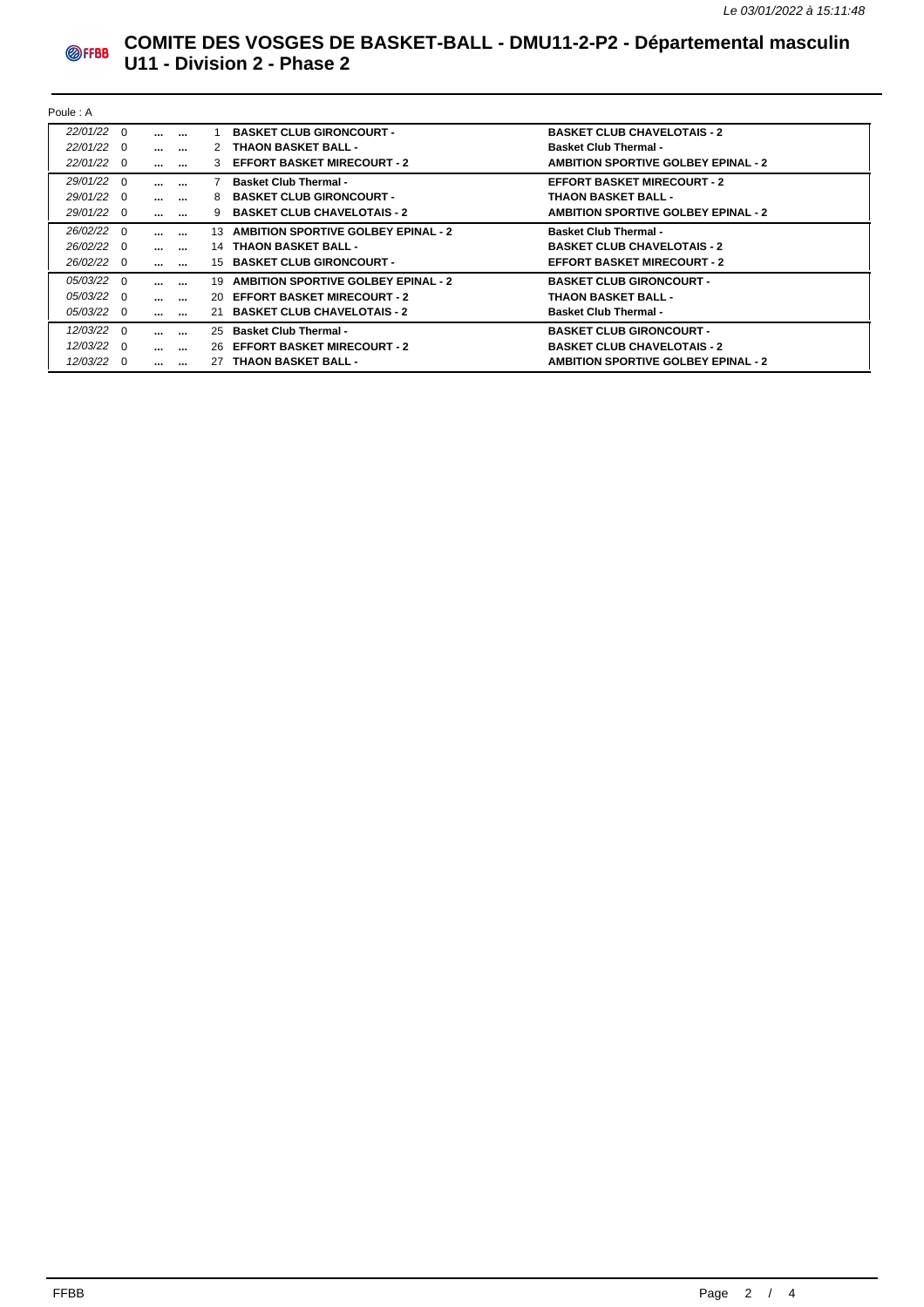# COMITE DES VOSGES DE BASKET-BALL - DMU11-2-P2 - Départemental masculin U11 - Division 2 - Phase 2

Poule : A

| Date | | | | N° | Domicile | Visiteur |
|---|---|---|---|---|---|---|
| 22/01/22 | 0 | ... | ... | 1 | **BASKET CLUB GIRONCOURT -** | **BASKET CLUB CHAVELOTAIS - 2** |
| 22/01/22 | 0 | ... | ... | 2 | **THAON BASKET BALL -** | **Basket Club Thermal -** |
| 22/01/22 | 0 | ... | ... | 3 | **EFFORT BASKET MIRECOURT - 2** | **AMBITION SPORTIVE GOLBEY EPINAL - 2** |
| 29/01/22 | 0 | ... | ... | 7 | **Basket Club Thermal -** | **EFFORT BASKET MIRECOURT - 2** |
| 29/01/22 | 0 | ... | ... | 8 | **BASKET CLUB GIRONCOURT -** | **THAON BASKET BALL -** |
| 29/01/22 | 0 | ... | ... | 9 | **BASKET CLUB CHAVELOTAIS - 2** | **AMBITION SPORTIVE GOLBEY EPINAL - 2** |
| 26/02/22 | 0 | ... | ... | 13 | **AMBITION SPORTIVE GOLBEY EPINAL - 2** | **Basket Club Thermal -** |
| 26/02/22 | 0 | ... | ... | 14 | **THAON BASKET BALL -** | **BASKET CLUB CHAVELOTAIS - 2** |
| 26/02/22 | 0 | ... | ... | 15 | **BASKET CLUB GIRONCOURT -** | **EFFORT BASKET MIRECOURT - 2** |
| 05/03/22 | 0 | ... | ... | 19 | **AMBITION SPORTIVE GOLBEY EPINAL - 2** | **BASKET CLUB GIRONCOURT -** |
| 05/03/22 | 0 | ... | ... | 20 | **EFFORT BASKET MIRECOURT - 2** | **THAON BASKET BALL -** |
| 05/03/22 | 0 | ... | ... | 21 | **BASKET CLUB CHAVELOTAIS - 2** | **Basket Club Thermal -** |
| 12/03/22 | 0 | ... | ... | 25 | **Basket Club Thermal -** | **BASKET CLUB GIRONCOURT -** |
| 12/03/22 | 0 | ... | ... | 26 | **EFFORT BASKET MIRECOURT - 2** | **BASKET CLUB CHAVELOTAIS - 2** |
| 12/03/22 | 0 | ... | ... | 27 | **THAON BASKET BALL -** | **AMBITION SPORTIVE GOLBEY EPINAL - 2** |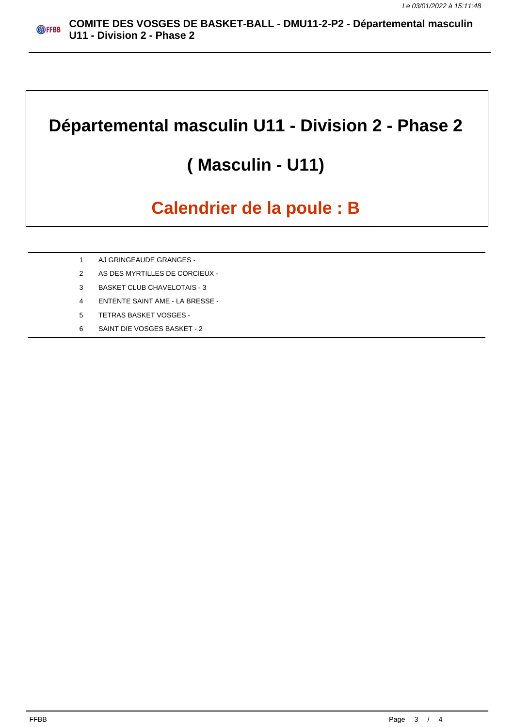# Départemental masculin U11 - Division 2 - Phase 2

# ( Masculin - U11)

## Calendrier de la poule : B

| | |
|---|---|
| 1 | AJ GRINGEAUDE GRANGES - |
| 2 | AS DES MYRTILLES DE CORCIEUX - |
| 3 | BASKET CLUB CHAVELOTAIS - 3 |
| 4 | ENTENTE SAINT AME - LA BRESSE - |
| 5 | TETRAS BASKET VOSGES - |
| 6 | SAINT DIE VOSGES BASKET - 2 |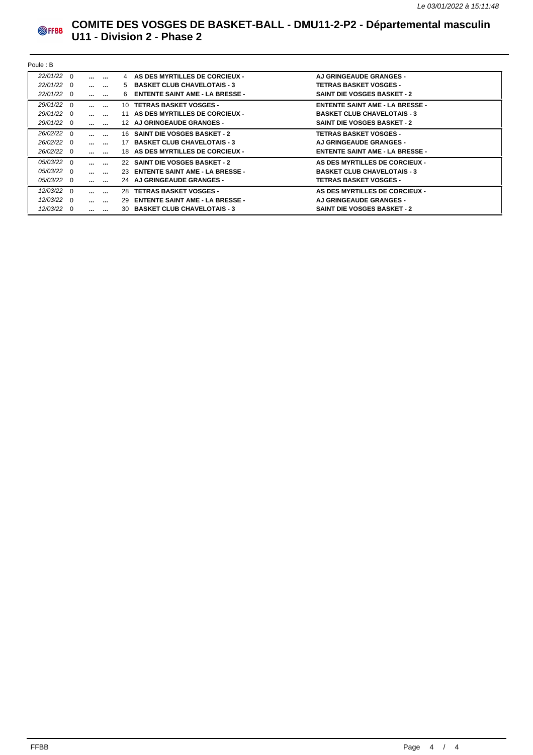# COMITE DES VOSGES DE BASKET-BALL - DMU11-2-P2 - Départemental masculin U11 - Division 2 - Phase 2

Le 03/01/2022 à 15:11:48

Poule : B

| | | | | | | |
|---|---|---|---|---|---|---|
| 22/01/22 | 0 | ... | ... | 4 | **AS DES MYRTILLES DE CORCIEUX -** | **AJ GRINGEAUDE GRANGES -** |
| 22/01/22 | 0 | ... | ... | 5 | **BASKET CLUB CHAVELOTAIS - 3** | **TETRAS BASKET VOSGES -** |
| 22/01/22 | 0 | ... | ... | 6 | **ENTENTE SAINT AME - LA BRESSE -** | **SAINT DIE VOSGES BASKET - 2** |
| 29/01/22 | 0 | ... | ... | 10 | **TETRAS BASKET VOSGES -** | **ENTENTE SAINT AME - LA BRESSE -** |
| 29/01/22 | 0 | ... | ... | 11 | **AS DES MYRTILLES DE CORCIEUX -** | **BASKET CLUB CHAVELOTAIS - 3** |
| 29/01/22 | 0 | ... | ... | 12 | **AJ GRINGEAUDE GRANGES -** | **SAINT DIE VOSGES BASKET - 2** |
| 26/02/22 | 0 | ... | ... | 16 | **SAINT DIE VOSGES BASKET - 2** | **TETRAS BASKET VOSGES -** |
| 26/02/22 | 0 | ... | ... | 17 | **BASKET CLUB CHAVELOTAIS - 3** | **AJ GRINGEAUDE GRANGES -** |
| 26/02/22 | 0 | ... | ... | 18 | **AS DES MYRTILLES DE CORCIEUX -** | **ENTENTE SAINT AME - LA BRESSE -** |
| 05/03/22 | 0 | ... | ... | 22 | **SAINT DIE VOSGES BASKET - 2** | **AS DES MYRTILLES DE CORCIEUX -** |
| 05/03/22 | 0 | ... | ... | 23 | **ENTENTE SAINT AME - LA BRESSE -** | **BASKET CLUB CHAVELOTAIS - 3** |
| 05/03/22 | 0 | ... | ... | 24 | **AJ GRINGEAUDE GRANGES -** | **TETRAS BASKET VOSGES -** |
| 12/03/22 | 0 | ... | ... | 28 | **TETRAS BASKET VOSGES -** | **AS DES MYRTILLES DE CORCIEUX -** |
| 12/03/22 | 0 | ... | ... | 29 | **ENTENTE SAINT AME - LA BRESSE -** | **AJ GRINGEAUDE GRANGES -** |
| 12/03/22 | 0 | ... | ... | 30 | **BASKET CLUB CHAVELOTAIS - 3** | **SAINT DIE VOSGES BASKET - 2** |

FFBB